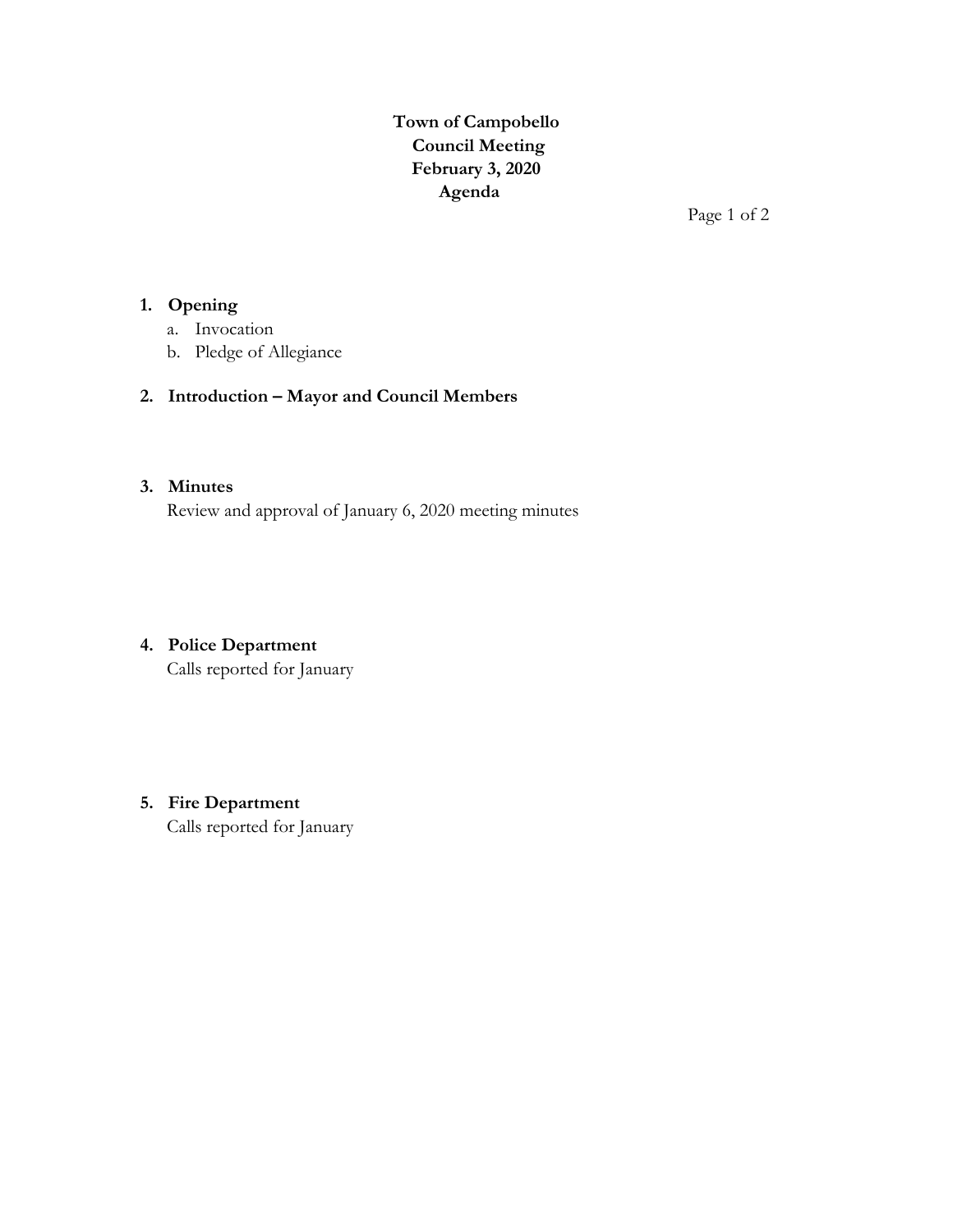# Town of Campobello
## Council Meeting
## February 3, 2020
## Agenda

1. **Opening**
   a. Invocation
   b. Pledge of Allegiance

2. **Introduction – Mayor and Council Members**

3. **Minutes**
   Review and approval of January 6, 2020 meeting minutes

4. **Police Department**
   Calls reported for January

5. **Fire Department**
   Calls reported for January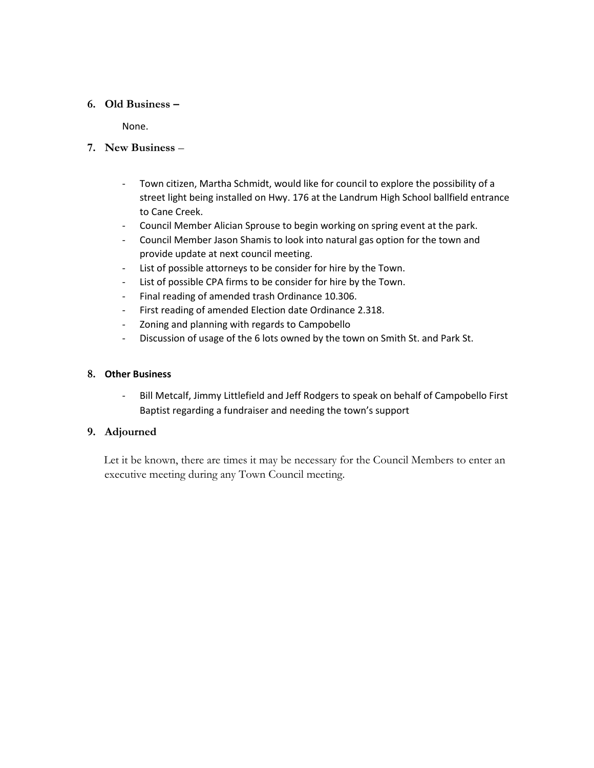6. **Old Business –**

   None.

7. **New Business** –

   - Town citizen, Martha Schmidt, would like for council to explore the possibility of a street light being installed on Hwy. 176 at the Landrum High School ballfield entrance to Cane Creek.
   - Council Member Alician Sprouse to begin working on spring event at the park.
   - Council Member Jason Shamis to look into natural gas option for the town and provide update at next council meeting.
   - List of possible attorneys to be consider for hire by the Town.
   - List of possible CPA firms to be consider for hire by the Town.
   - Final reading of amended trash Ordinance 10.306.
   - First reading of amended Election date Ordinance 2.318.
   - Zoning and planning with regards to Campobello
   - Discussion of usage of the 6 lots owned by the town on Smith St. and Park St.

8. **Other Business**

   - Bill Metcalf, Jimmy Littlefield and Jeff Rodgers to speak on behalf of Campobello First Baptist regarding a fundraiser and needing the town's support

9. **Adjourned**

Let it be known, there are times it may be necessary for the Council Members to enter an executive meeting during any Town Council meeting.